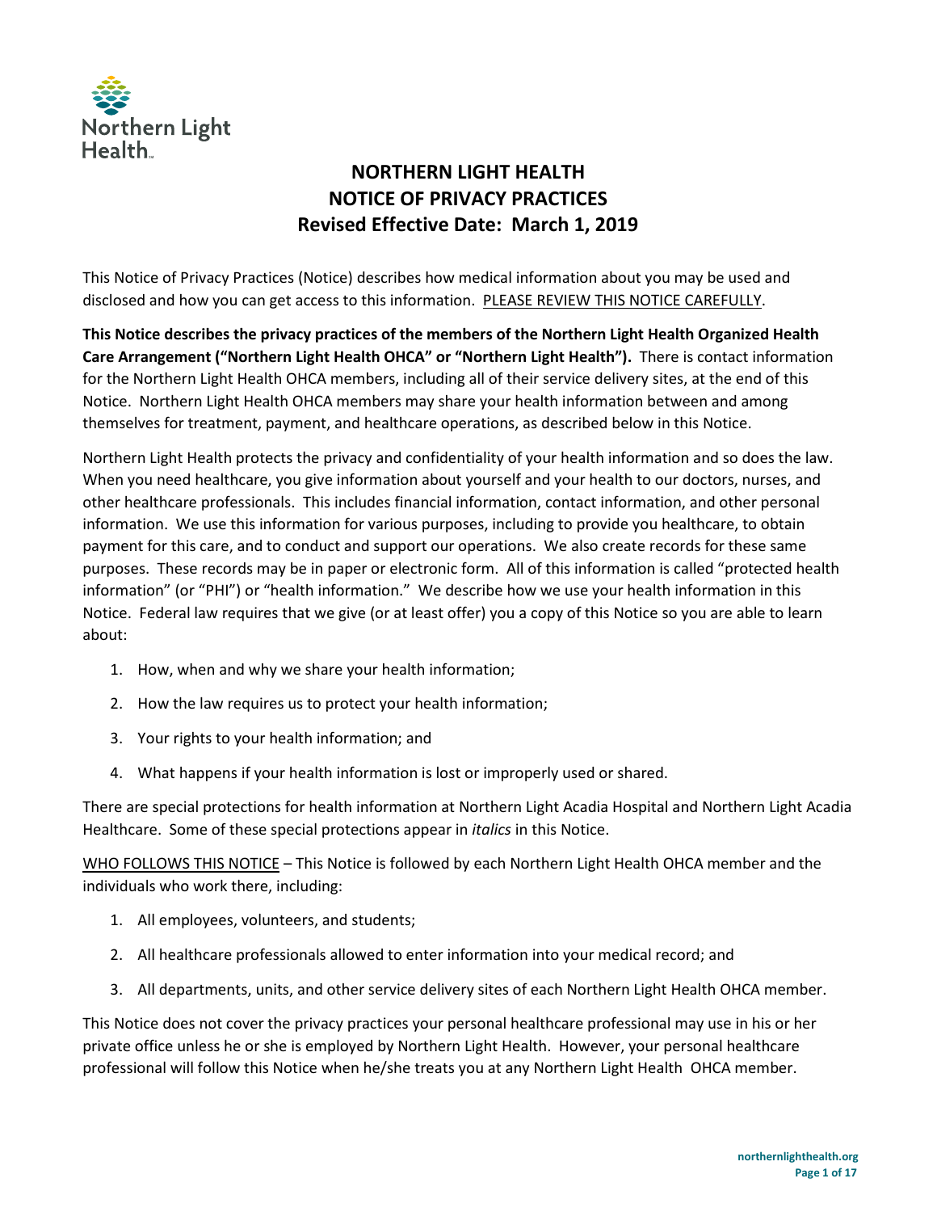Northern Light Health

# NORTHERN LIGHT HEALTH
# NOTICE OF PRIVACY PRACTICES
# Revised Effective Date: March 1, 2019

This Notice of Privacy Practices (Notice) describes how medical information about you may be used and disclosed and how you can get access to this information. PLEASE REVIEW THIS NOTICE CAREFULLY.

**This Notice describes the privacy practices of the members of the Northern Light Health Organized Health Care Arrangement ("Northern Light Health OHCA" or "Northern Light Health").** There is contact information for the Northern Light Health OHCA members, including all of their service delivery sites, at the end of this Notice. Northern Light Health OHCA members may share your health information between and among themselves for treatment, payment, and healthcare operations, as described below in this Notice.

Northern Light Health protects the privacy and confidentiality of your health information and so does the law. When you need healthcare, you give information about yourself and your health to our doctors, nurses, and other healthcare professionals. This includes financial information, contact information, and other personal information. We use this information for various purposes, including to provide you healthcare, to obtain payment for this care, and to conduct and support our operations. We also create records for these same purposes. These records may be in paper or electronic form. All of this information is called "protected health information" (or "PHI") or "health information." We describe how we use your health information in this Notice. Federal law requires that we give (or at least offer) you a copy of this Notice so you are able to learn about:

1. How, when and why we share your health information;
2. How the law requires us to protect your health information;
3. Your rights to your health information; and
4. What happens if your health information is lost or improperly used or shared.

There are special protections for health information at Northern Light Acadia Hospital and Northern Light Acadia Healthcare. Some of these special protections appear in *italics* in this Notice.

WHO FOLLOWS THIS NOTICE – This Notice is followed by each Northern Light Health OHCA member and the individuals who work there, including:

1. All employees, volunteers, and students;
2. All healthcare professionals allowed to enter information into your medical record; and
3. All departments, units, and other service delivery sites of each Northern Light Health OHCA member.

This Notice does not cover the privacy practices your personal healthcare professional may use in his or her private office unless he or she is employed by Northern Light Health. However, your personal healthcare professional will follow this Notice when he/she treats you at any Northern Light Health OHCA member.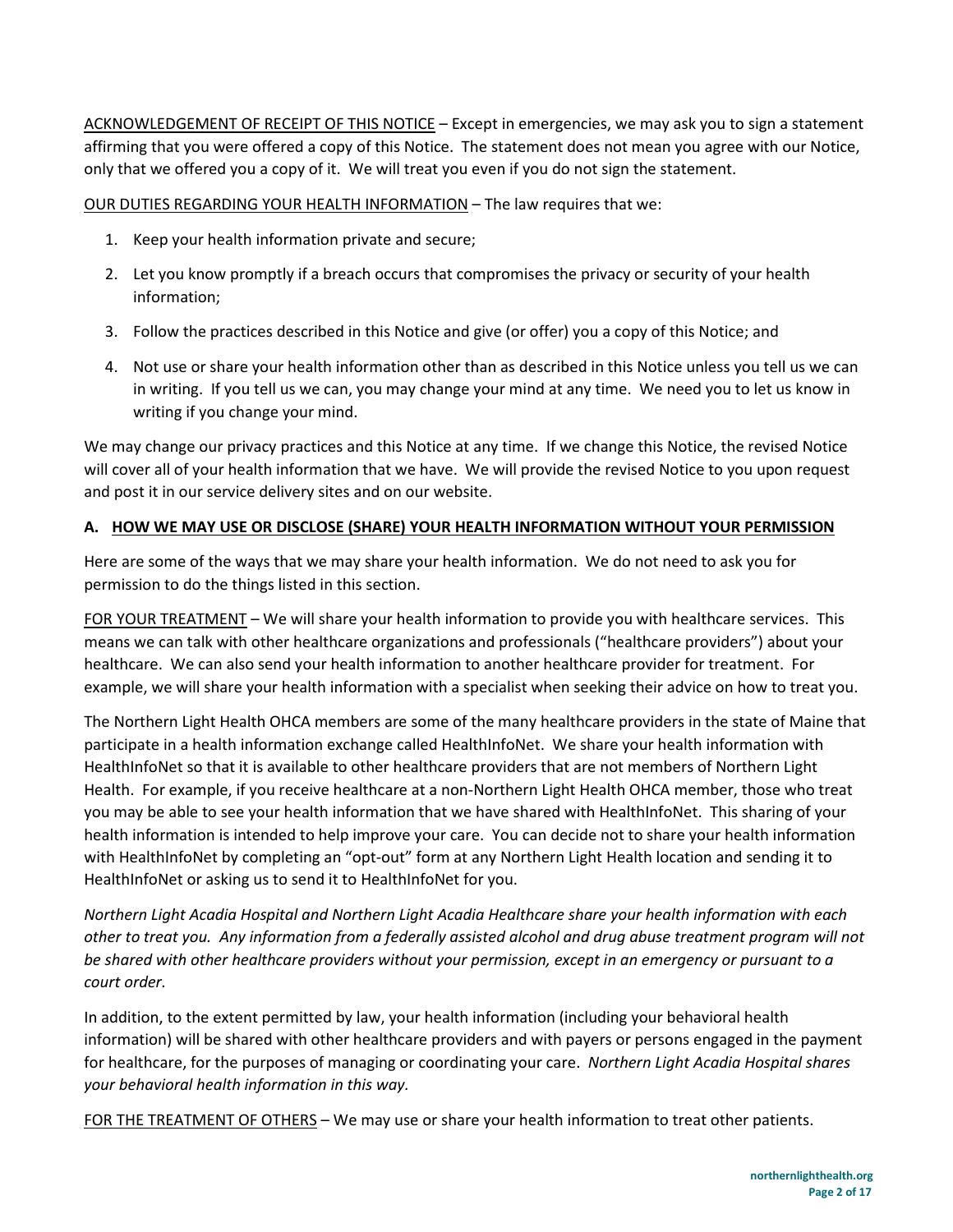<u>ACKNOWLEDGEMENT OF RECEIPT OF THIS NOTICE</u> – Except in emergencies, we may ask you to sign a statement affirming that you were offered a copy of this Notice. The statement does not mean you agree with our Notice, only that we offered you a copy of it. We will treat you even if you do not sign the statement.

<u>OUR DUTIES REGARDING YOUR HEALTH INFORMATION</u> – The law requires that we:

1. Keep your health information private and secure;
2. Let you know promptly if a breach occurs that compromises the privacy or security of your health information;
3. Follow the practices described in this Notice and give (or offer) you a copy of this Notice; and
4. Not use or share your health information other than as described in this Notice unless you tell us we can in writing. If you tell us we can, you may change your mind at any time. We need you to let us know in writing if you change your mind.

We may change our privacy practices and this Notice at any time. If we change this Notice, the revised Notice will cover all of your health information that we have. We will provide the revised Notice to you upon request and post it in our service delivery sites and on our website.

## A. <u>HOW WE MAY USE OR DISCLOSE (SHARE) YOUR HEALTH INFORMATION WITHOUT YOUR PERMISSION</u>

Here are some of the ways that we may share your health information. We do not need to ask you for permission to do the things listed in this section.

<u>FOR YOUR TREATMENT</u> – We will share your health information to provide you with healthcare services. This means we can talk with other healthcare organizations and professionals ("healthcare providers") about your healthcare. We can also send your health information to another healthcare provider for treatment. For example, we will share your health information with a specialist when seeking their advice on how to treat you.

The Northern Light Health OHCA members are some of the many healthcare providers in the state of Maine that participate in a health information exchange called HealthInfoNet. We share your health information with HealthInfoNet so that it is available to other healthcare providers that are not members of Northern Light Health. For example, if you receive healthcare at a non-Northern Light Health OHCA member, those who treat you may be able to see your health information that we have shared with HealthInfoNet. This sharing of your health information is intended to help improve your care. You can decide not to share your health information with HealthInfoNet by completing an "opt-out" form at any Northern Light Health location and sending it to HealthInfoNet or asking us to send it to HealthInfoNet for you.

*Northern Light Acadia Hospital and Northern Light Acadia Healthcare share your health information with each other to treat you. Any information from a federally assisted alcohol and drug abuse treatment program will not be shared with other healthcare providers without your permission, except in an emergency or pursuant to a court order.*

In addition, to the extent permitted by law, your health information (including your behavioral health information) will be shared with other healthcare providers and with payers or persons engaged in the payment for healthcare, for the purposes of managing or coordinating your care. *Northern Light Acadia Hospital shares your behavioral health information in this way.*

<u>FOR THE TREATMENT OF OTHERS</u> – We may use or share your health information to treat other patients.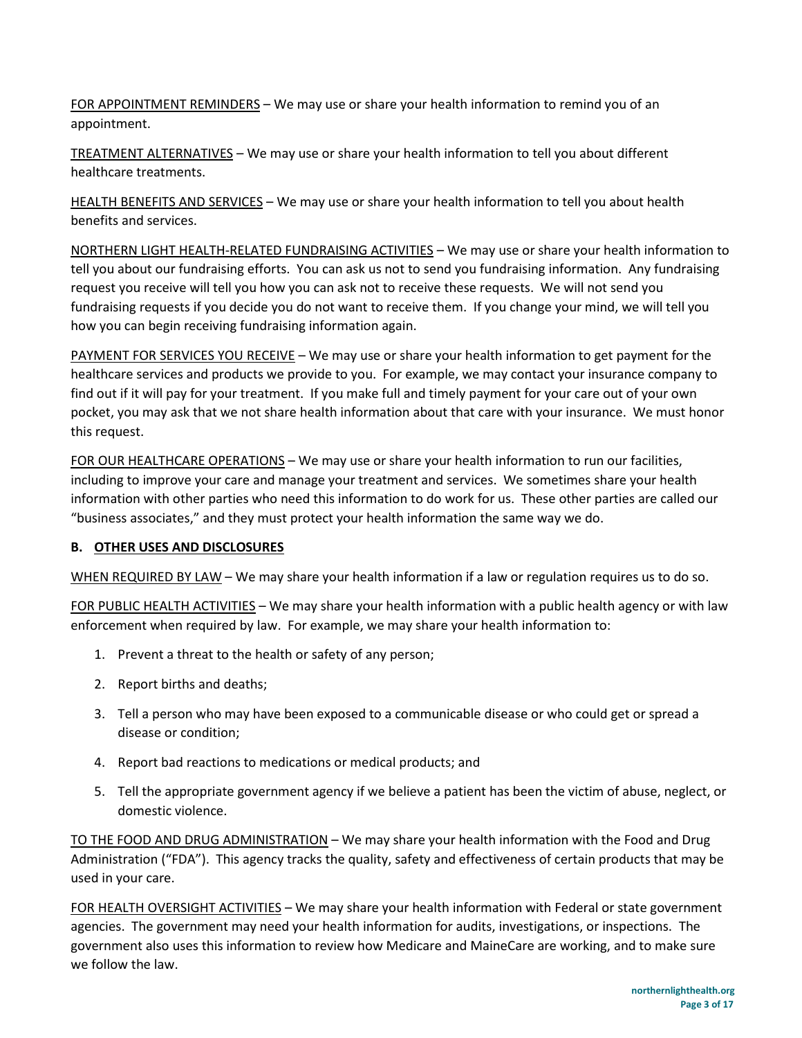FOR APPOINTMENT REMINDERS – We may use or share your health information to remind you of an appointment.

TREATMENT ALTERNATIVES – We may use or share your health information to tell you about different healthcare treatments.

HEALTH BENEFITS AND SERVICES – We may use or share your health information to tell you about health benefits and services.

NORTHERN LIGHT HEALTH-RELATED FUNDRAISING ACTIVITIES – We may use or share your health information to tell you about our fundraising efforts. You can ask us not to send you fundraising information. Any fundraising request you receive will tell you how you can ask not to receive these requests. We will not send you fundraising requests if you decide you do not want to receive them. If you change your mind, we will tell you how you can begin receiving fundraising information again.

PAYMENT FOR SERVICES YOU RECEIVE – We may use or share your health information to get payment for the healthcare services and products we provide to you. For example, we may contact your insurance company to find out if it will pay for your treatment. If you make full and timely payment for your care out of your own pocket, you may ask that we not share health information about that care with your insurance. We must honor this request.

FOR OUR HEALTHCARE OPERATIONS – We may use or share your health information to run our facilities, including to improve your care and manage your treatment and services. We sometimes share your health information with other parties who need this information to do work for us. These other parties are called our "business associates," and they must protect your health information the same way we do.

### B. OTHER USES AND DISCLOSURES

WHEN REQUIRED BY LAW – We may share your health information if a law or regulation requires us to do so.

FOR PUBLIC HEALTH ACTIVITIES – We may share your health information with a public health agency or with law enforcement when required by law. For example, we may share your health information to:

1. Prevent a threat to the health or safety of any person;
2. Report births and deaths;
3. Tell a person who may have been exposed to a communicable disease or who could get or spread a disease or condition;
4. Report bad reactions to medications or medical products; and
5. Tell the appropriate government agency if we believe a patient has been the victim of abuse, neglect, or domestic violence.

TO THE FOOD AND DRUG ADMINISTRATION – We may share your health information with the Food and Drug Administration ("FDA"). This agency tracks the quality, safety and effectiveness of certain products that may be used in your care.

FOR HEALTH OVERSIGHT ACTIVITIES – We may share your health information with Federal or state government agencies. The government may need your health information for audits, investigations, or inspections. The government also uses this information to review how Medicare and MaineCare are working, and to make sure we follow the law.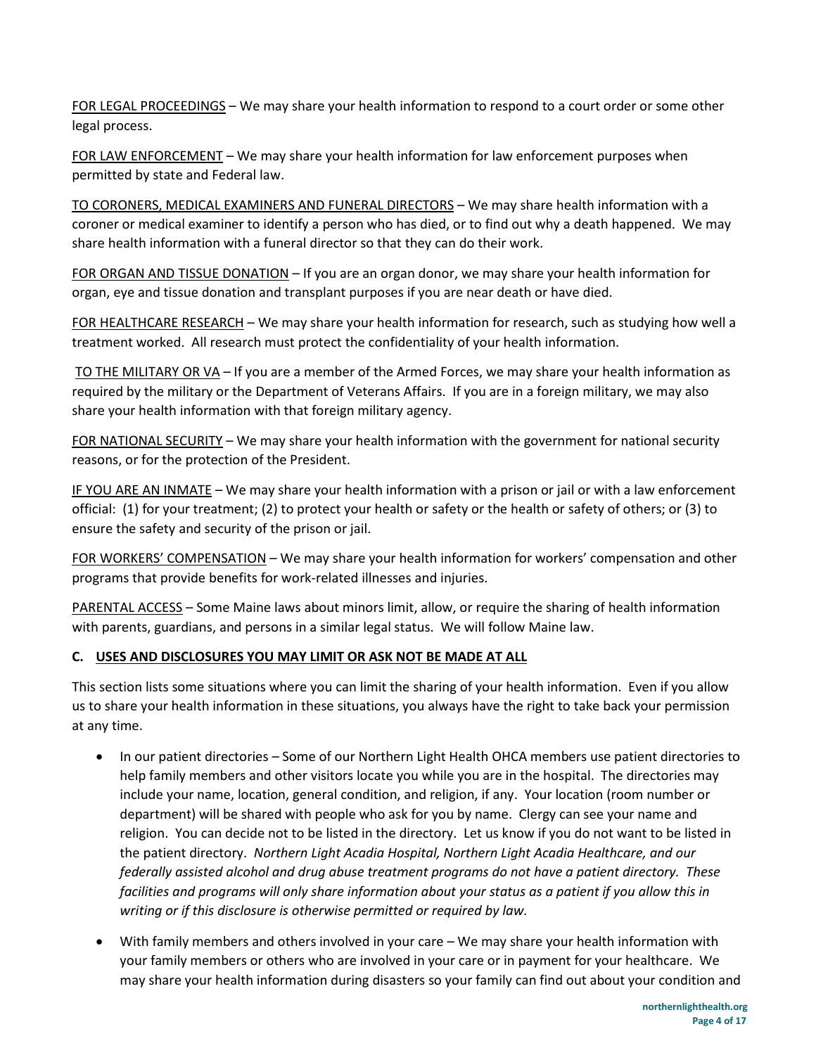<u>FOR LEGAL PROCEEDINGS</u> – We may share your health information to respond to a court order or some other legal process.

<u>FOR LAW ENFORCEMENT</u> – We may share your health information for law enforcement purposes when permitted by state and Federal law.

<u>TO CORONERS, MEDICAL EXAMINERS AND FUNERAL DIRECTORS</u> – We may share health information with a coroner or medical examiner to identify a person who has died, or to find out why a death happened. We may share health information with a funeral director so that they can do their work.

<u>FOR ORGAN AND TISSUE DONATION</u> – If you are an organ donor, we may share your health information for organ, eye and tissue donation and transplant purposes if you are near death or have died.

<u>FOR HEALTHCARE RESEARCH</u> – We may share your health information for research, such as studying how well a treatment worked. All research must protect the confidentiality of your health information.

<u>TO THE MILITARY OR VA</u> – If you are a member of the Armed Forces, we may share your health information as required by the military or the Department of Veterans Affairs. If you are in a foreign military, we may also share your health information with that foreign military agency.

<u>FOR NATIONAL SECURITY</u> – We may share your health information with the government for national security reasons, or for the protection of the President.

<u>IF YOU ARE AN INMATE</u> – We may share your health information with a prison or jail or with a law enforcement official: (1) for your treatment; (2) to protect your health or safety or the health or safety of others; or (3) to ensure the safety and security of the prison or jail.

<u>FOR WORKERS' COMPENSATION</u> – We may share your health information for workers' compensation and other programs that provide benefits for work-related illnesses and injuries.

<u>PARENTAL ACCESS</u> – Some Maine laws about minors limit, allow, or require the sharing of health information with parents, guardians, and persons in a similar legal status. We will follow Maine law.

### C. <u>USES AND DISCLOSURES YOU MAY LIMIT OR ASK NOT BE MADE AT ALL</u>

This section lists some situations where you can limit the sharing of your health information. Even if you allow us to share your health information in these situations, you always have the right to take back your permission at any time.

- In our patient directories – Some of our Northern Light Health OHCA members use patient directories to help family members and other visitors locate you while you are in the hospital. The directories may include your name, location, general condition, and religion, if any. Your location (room number or department) will be shared with people who ask for you by name. Clergy can see your name and religion. You can decide not to be listed in the directory. Let us know if you do not want to be listed in the patient directory. *Northern Light Acadia Hospital, Northern Light Acadia Healthcare, and our federally assisted alcohol and drug abuse treatment programs do not have a patient directory. These facilities and programs will only share information about your status as a patient if you allow this in writing or if this disclosure is otherwise permitted or required by law.*
- With family members and others involved in your care – We may share your health information with your family members or others who are involved in your care or in payment for your healthcare. We may share your health information during disasters so your family can find out about your condition and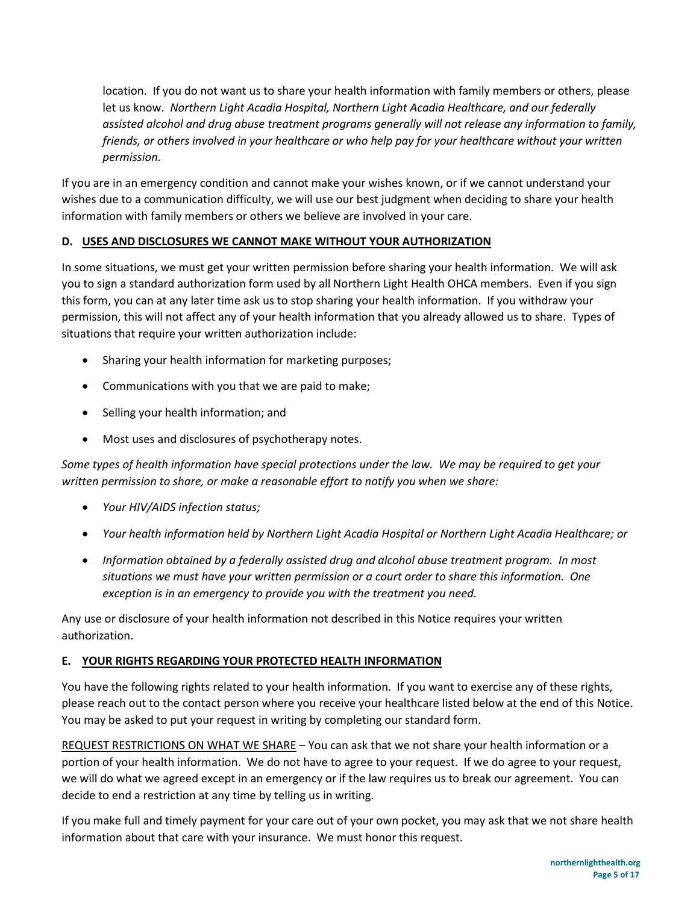location. If you do not want us to share your health information with family members or others, please let us know. *Northern Light Acadia Hospital, Northern Light Acadia Healthcare, and our federally assisted alcohol and drug abuse treatment programs generally will not release any information to family, friends, or others involved in your healthcare or who help pay for your healthcare without your written permission.*

If you are in an emergency condition and cannot make your wishes known, or if we cannot understand your wishes due to a communication difficulty, we will use our best judgment when deciding to share your health information with family members or others we believe are involved in your care.

### D. USES AND DISCLOSURES WE CANNOT MAKE WITHOUT YOUR AUTHORIZATION

In some situations, we must get your written permission before sharing your health information. We will ask you to sign a standard authorization form used by all Northern Light Health OHCA members. Even if you sign this form, you can at any later time ask us to stop sharing your health information. If you withdraw your permission, this will not affect any of your health information that you already allowed us to share. Types of situations that require your written authorization include:

- Sharing your health information for marketing purposes;
- Communications with you that we are paid to make;
- Selling your health information; and
- Most uses and disclosures of psychotherapy notes.

*Some types of health information have special protections under the law. We may be required to get your written permission to share, or make a reasonable effort to notify you when we share:*

- *Your HIV/AIDS infection status;*
- *Your health information held by Northern Light Acadia Hospital or Northern Light Acadia Healthcare; or*
- *Information obtained by a federally assisted drug and alcohol abuse treatment program. In most situations we must have your written permission or a court order to share this information. One exception is in an emergency to provide you with the treatment you need.*

Any use or disclosure of your health information not described in this Notice requires your written authorization.

### E. YOUR RIGHTS REGARDING YOUR PROTECTED HEALTH INFORMATION

You have the following rights related to your health information. If you want to exercise any of these rights, please reach out to the contact person where you receive your healthcare listed below at the end of this Notice. You may be asked to put your request in writing by completing our standard form.

REQUEST RESTRICTIONS ON WHAT WE SHARE – You can ask that we not share your health information or a portion of your health information. We do not have to agree to your request. If we do agree to your request, we will do what we agreed except in an emergency or if the law requires us to break our agreement. You can decide to end a restriction at any time by telling us in writing.

If you make full and timely payment for your care out of your own pocket, you may ask that we not share health information about that care with your insurance. We must honor this request.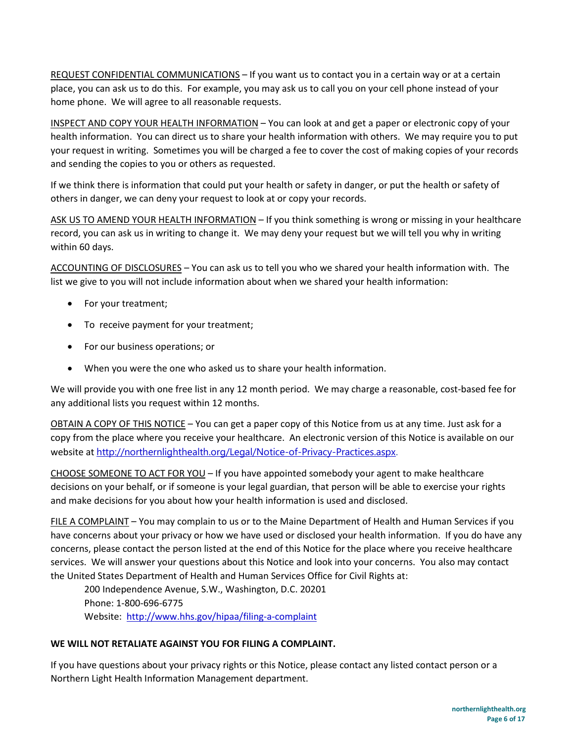REQUEST CONFIDENTIAL COMMUNICATIONS – If you want us to contact you in a certain way or at a certain place, you can ask us to do this. For example, you may ask us to call you on your cell phone instead of your home phone. We will agree to all reasonable requests.

INSPECT AND COPY YOUR HEALTH INFORMATION – You can look at and get a paper or electronic copy of your health information. You can direct us to share your health information with others. We may require you to put your request in writing. Sometimes you will be charged a fee to cover the cost of making copies of your records and sending the copies to you or others as requested.

If we think there is information that could put your health or safety in danger, or put the health or safety of others in danger, we can deny your request to look at or copy your records.

ASK US TO AMEND YOUR HEALTH INFORMATION – If you think something is wrong or missing in your healthcare record, you can ask us in writing to change it. We may deny your request but we will tell you why in writing within 60 days.

ACCOUNTING OF DISCLOSURES – You can ask us to tell you who we shared your health information with. The list we give to you will not include information about when we shared your health information:

- For your treatment;
- To receive payment for your treatment;
- For our business operations; or
- When you were the one who asked us to share your health information.

We will provide you with one free list in any 12 month period. We may charge a reasonable, cost-based fee for any additional lists you request within 12 months.

OBTAIN A COPY OF THIS NOTICE – You can get a paper copy of this Notice from us at any time. Just ask for a copy from the place where you receive your healthcare. An electronic version of this Notice is available on our website at http://northernlighthealth.org/Legal/Notice-of-Privacy-Practices.aspx.

CHOOSE SOMEONE TO ACT FOR YOU – If you have appointed somebody your agent to make healthcare decisions on your behalf, or if someone is your legal guardian, that person will be able to exercise your rights and make decisions for you about how your health information is used and disclosed.

FILE A COMPLAINT – You may complain to us or to the Maine Department of Health and Human Services if you have concerns about your privacy or how we have used or disclosed your health information. If you do have any concerns, please contact the person listed at the end of this Notice for the place where you receive healthcare services. We will answer your questions about this Notice and look into your concerns. You also may contact the United States Department of Health and Human Services Office for Civil Rights at:

200 Independence Avenue, S.W., Washington, D.C. 20201
Phone: 1-800-696-6775
Website: http://www.hhs.gov/hipaa/filing-a-complaint

**WE WILL NOT RETALIATE AGAINST YOU FOR FILING A COMPLAINT.**

If you have questions about your privacy rights or this Notice, please contact any listed contact person or a Northern Light Health Information Management department.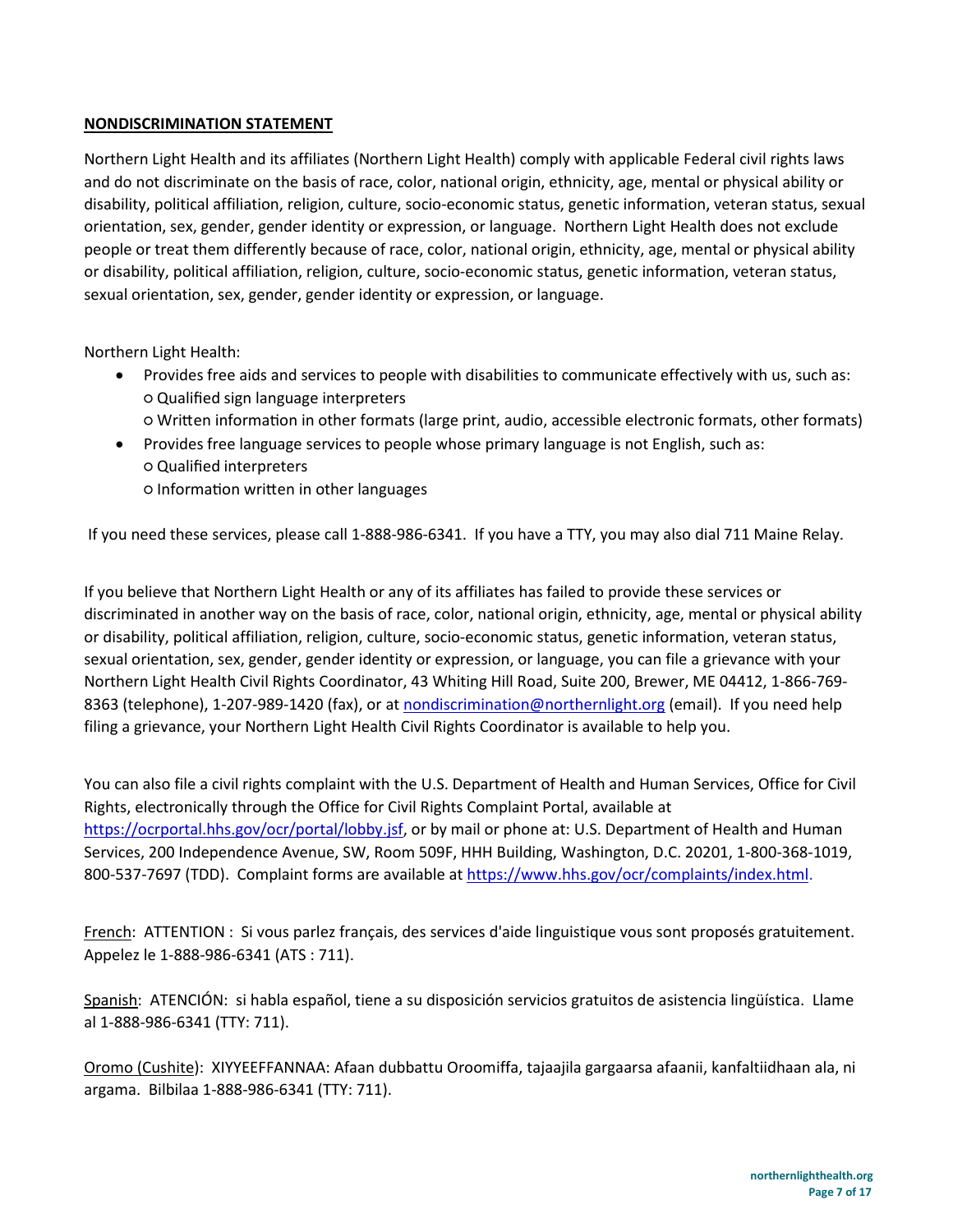## NONDISCRIMINATION STATEMENT

Northern Light Health and its affiliates (Northern Light Health) comply with applicable Federal civil rights laws and do not discriminate on the basis of race, color, national origin, ethnicity, age, mental or physical ability or disability, political affiliation, religion, culture, socio-economic status, genetic information, veteran status, sexual orientation, sex, gender, gender identity or expression, or language. Northern Light Health does not exclude people or treat them differently because of race, color, national origin, ethnicity, age, mental or physical ability or disability, political affiliation, religion, culture, socio-economic status, genetic information, veteran status, sexual orientation, sex, gender, gender identity or expression, or language.

Northern Light Health:

- Provides free aids and services to people with disabilities to communicate effectively with us, such as:
  - Qualified sign language interpreters
  - Written information in other formats (large print, audio, accessible electronic formats, other formats)
- Provides free language services to people whose primary language is not English, such as:
  - Qualified interpreters
  - Information written in other languages

If you need these services, please call 1-888-986-6341. If you have a TTY, you may also dial 711 Maine Relay.

If you believe that Northern Light Health or any of its affiliates has failed to provide these services or discriminated in another way on the basis of race, color, national origin, ethnicity, age, mental or physical ability or disability, political affiliation, religion, culture, socio-economic status, genetic information, veteran status, sexual orientation, sex, gender, gender identity or expression, or language, you can file a grievance with your Northern Light Health Civil Rights Coordinator, 43 Whiting Hill Road, Suite 200, Brewer, ME 04412, 1-866-769-8363 (telephone), 1-207-989-1420 (fax), or at nondiscrimination@northernlight.org (email). If you need help filing a grievance, your Northern Light Health Civil Rights Coordinator is available to help you.

You can also file a civil rights complaint with the U.S. Department of Health and Human Services, Office for Civil Rights, electronically through the Office for Civil Rights Complaint Portal, available at https://ocrportal.hhs.gov/ocr/portal/lobby.jsf, or by mail or phone at: U.S. Department of Health and Human Services, 200 Independence Avenue, SW, Room 509F, HHH Building, Washington, D.C. 20201, 1-800-368-1019, 800-537-7697 (TDD). Complaint forms are available at https://www.hhs.gov/ocr/complaints/index.html.

French: ATTENTION : Si vous parlez français, des services d'aide linguistique vous sont proposés gratuitement. Appelez le 1-888-986-6341 (ATS : 711).

Spanish: ATENCIÓN: si habla español, tiene a su disposición servicios gratuitos de asistencia lingüística. Llame al 1-888-986-6341 (TTY: 711).

Oromo (Cushite): XIYYEEFFANNAA: Afaan dubbattu Oroomiffa, tajaajila gargaarsa afaanii, kanfaltiidhaan ala, ni argama. Bilbilaa 1-888-986-6341 (TTY: 711).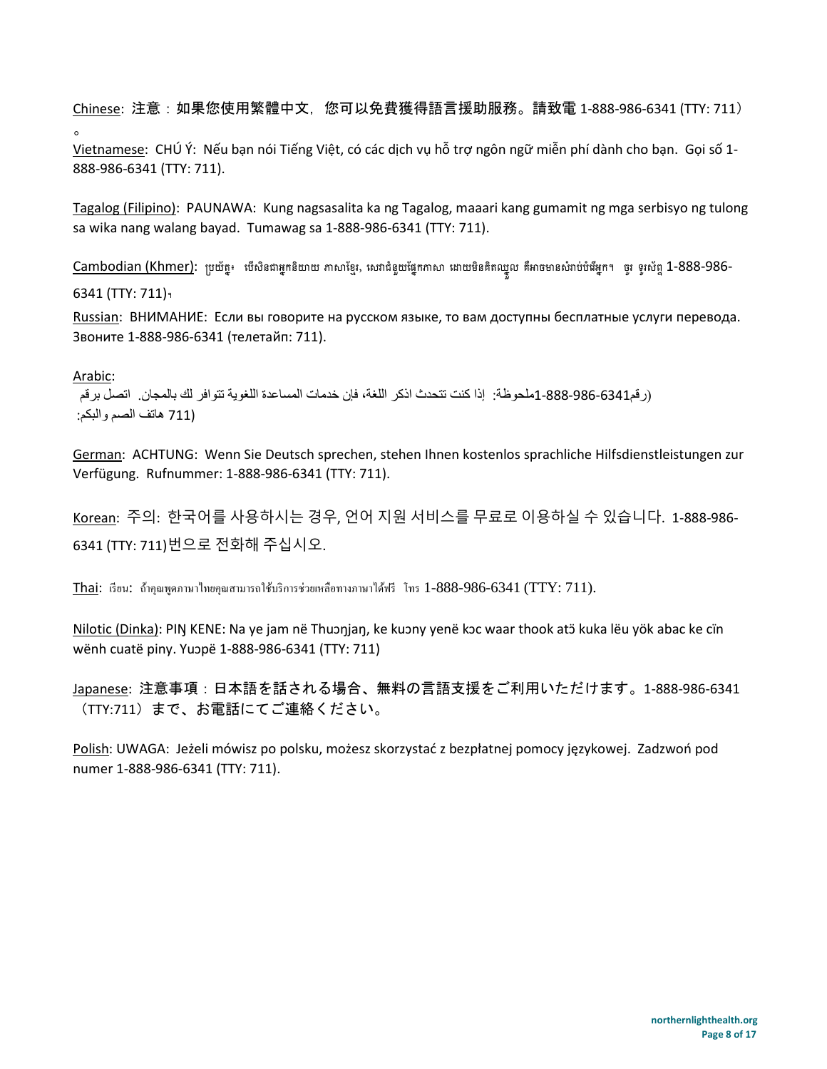Chinese: 注意：如果您使用繁體中文，您可以免費獲得語言援助服務。請致電 1-888-986-6341 (TTY: 711）。

Vietnamese: CHÚ Ý: Nếu bạn nói Tiếng Việt, có các dịch vụ hỗ trợ ngôn ngữ miễn phí dành cho bạn. Gọi số 1-888-986-6341 (TTY: 711).

Tagalog (Filipino): PAUNAWA: Kung nagsasalita ka ng Tagalog, maaari kang gumamit ng mga serbisyo ng tulong sa wika nang walang bayad. Tumawag sa 1-888-986-6341 (TTY: 711).

Cambodian (Khmer): ប្រយ័ត្ន៖ បើសិនជាអ្នកនិយាយ ភាសាខ្មែរ, សេវាជំនួយផ្នែកភាសា ដោយមិនគិតឈ្នួល គឺអាចមានសំរាប់បំរើអ្នក។ ចូរ ទូរស័ព្ទ 1-888-986-6341 (TTY: 711)។

Russian: ВНИМАНИЕ: Если вы говорите на русском языке, то вам доступны бесплатные услуги перевода. Звоните 1-888-986-6341 (телетайп: 711).

Arabic:
ملحوظة: إذا كنت تتحدث اذكر اللغة، فإن خدمات المساعدة اللغوية تتوافر لك بالمجان. اتصل برقم 1-888-986-6341 (رقم هاتف الصم والبكم: 711).

German: ACHTUNG: Wenn Sie Deutsch sprechen, stehen Ihnen kostenlos sprachliche Hilfsdienstleistungen zur Verfügung. Rufnummer: 1-888-986-6341 (TTY: 711).

Korean: 주의: 한국어를 사용하시는 경우, 언어 지원 서비스를 무료로 이용하실 수 있습니다. 1-888-986-6341 (TTY: 711)번으로 전화해 주십시오.

Thai: เรียน: ถ้าคุณพูดภาษาไทยคุณสามารถใช้บริการช่วยเหลือทางภาษาได้ฟรี โทร 1-888-986-6341 (TTY: 711).

Nilotic (Dinka): PIŊ KENE: Na ye jam në Thuɔŋjaŋ, ke kuɔny yenë kɔc waar thook atɔ̈ kuka lëu yök abac ke cïn wënh cuatë piny. Yuɔpë 1-888-986-6341 (TTY: 711)

Japanese: 注意事項：日本語を話される場合、無料の言語支援をご利用いただけます。1-888-986-6341（TTY:711）まで、お電話にてご連絡ください。

Polish: UWAGA: Jeżeli mówisz po polsku, możesz skorzystać z bezpłatnej pomocy językowej. Zadzwoń pod numer 1-888-986-6341 (TTY: 711).

northernlighthealth.org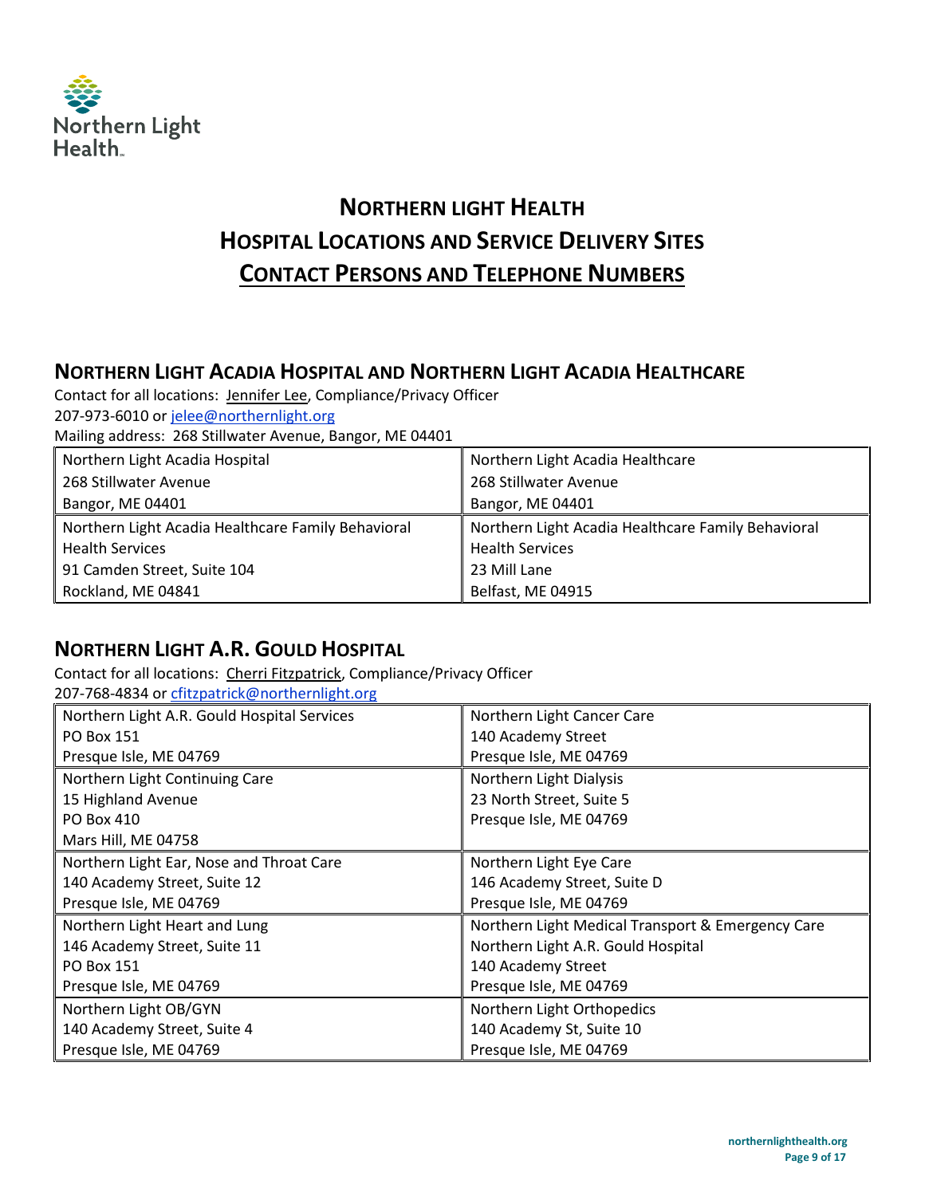# NORTHERN LIGHT HEALTH
# HOSPITAL LOCATIONS AND SERVICE DELIVERY SITES
# CONTACT PERSONS AND TELEPHONE NUMBERS

## NORTHERN LIGHT ACADIA HOSPITAL AND NORTHERN LIGHT ACADIA HEALTHCARE

Contact for all locations: Jennifer Lee, Compliance/Privacy Officer
207-973-6010 or jelee@northernlight.org
Mailing address: 268 Stillwater Avenue, Bangor, ME 04401

| | |
|---|---|
| Northern Light Acadia Hospital<br>268 Stillwater Avenue<br>Bangor, ME 04401 | Northern Light Acadia Healthcare<br>268 Stillwater Avenue<br>Bangor, ME 04401 |
| Northern Light Acadia Healthcare Family Behavioral Health Services<br>91 Camden Street, Suite 104<br>Rockland, ME 04841 | Northern Light Acadia Healthcare Family Behavioral Health Services<br>23 Mill Lane<br>Belfast, ME 04915 |

## NORTHERN LIGHT A.R. GOULD HOSPITAL

Contact for all locations: Cherri Fitzpatrick, Compliance/Privacy Officer
207-768-4834 or cfitzpatrick@northernlight.org

| | |
|---|---|
| Northern Light A.R. Gould Hospital Services<br>PO Box 151<br>Presque Isle, ME 04769 | Northern Light Cancer Care<br>140 Academy Street<br>Presque Isle, ME 04769 |
| Northern Light Continuing Care<br>15 Highland Avenue<br>PO Box 410<br>Mars Hill, ME 04758 | Northern Light Dialysis<br>23 North Street, Suite 5<br>Presque Isle, ME 04769 |
| Northern Light Ear, Nose and Throat Care<br>140 Academy Street, Suite 12<br>Presque Isle, ME 04769 | Northern Light Eye Care<br>146 Academy Street, Suite D<br>Presque Isle, ME 04769 |
| Northern Light Heart and Lung<br>146 Academy Street, Suite 11<br>PO Box 151<br>Presque Isle, ME 04769 | Northern Light Medical Transport & Emergency Care<br>Northern Light A.R. Gould Hospital<br>140 Academy Street<br>Presque Isle, ME 04769 |
| Northern Light OB/GYN<br>140 Academy Street, Suite 4<br>Presque Isle, ME 04769 | Northern Light Orthopedics<br>140 Academy St, Suite 10<br>Presque Isle, ME 04769 |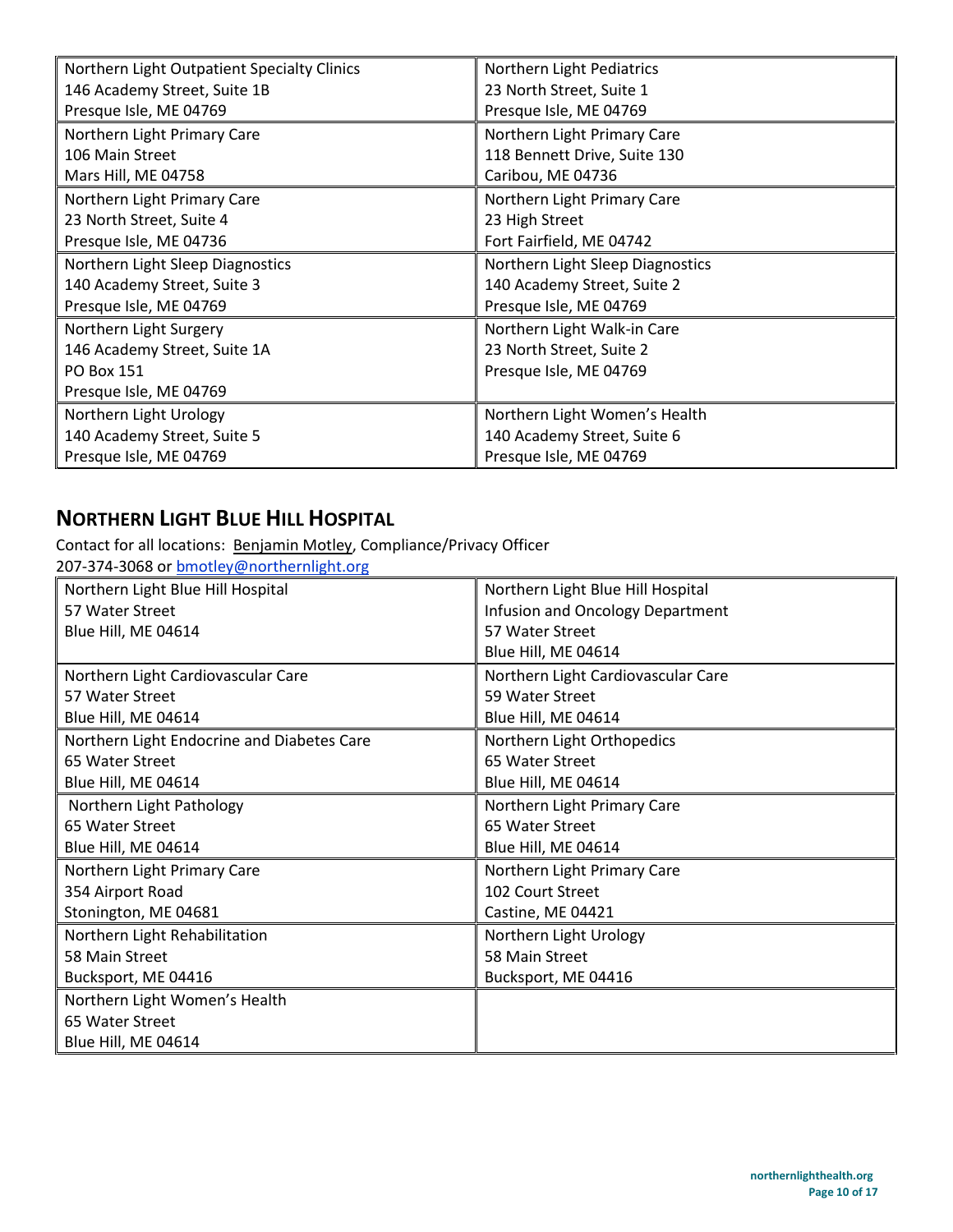| Northern Light Outpatient Specialty Clinics<br>146 Academy Street, Suite 1B<br>Presque Isle, ME 04769 | Northern Light Pediatrics<br>23 North Street, Suite 1<br>Presque Isle, ME 04769 |
|---|---|
| Northern Light Primary Care<br>106 Main Street<br>Mars Hill, ME 04758 | Northern Light Primary Care<br>118 Bennett Drive, Suite 130<br>Caribou, ME 04736 |
| Northern Light Primary Care<br>23 North Street, Suite 4<br>Presque Isle, ME 04736 | Northern Light Primary Care<br>23 High Street<br>Fort Fairfield, ME 04742 |
| Northern Light Sleep Diagnostics<br>140 Academy Street, Suite 3<br>Presque Isle, ME 04769 | Northern Light Sleep Diagnostics<br>140 Academy Street, Suite 2<br>Presque Isle, ME 04769 |
| Northern Light Surgery<br>146 Academy Street, Suite 1A<br>PO Box 151<br>Presque Isle, ME 04769 | Northern Light Walk-in Care<br>23 North Street, Suite 2<br>Presque Isle, ME 04769 |
| Northern Light Urology<br>140 Academy Street, Suite 5<br>Presque Isle, ME 04769 | Northern Light Women's Health<br>140 Academy Street, Suite 6<br>Presque Isle, ME 04769 |

## NORTHERN LIGHT BLUE HILL HOSPITAL

Contact for all locations: Benjamin Motley, Compliance/Privacy Officer
207-374-3068 or bmotley@northernlight.org

| Northern Light Blue Hill Hospital<br>57 Water Street<br>Blue Hill, ME 04614 | Northern Light Blue Hill Hospital<br>Infusion and Oncology Department<br>57 Water Street<br>Blue Hill, ME 04614 |
|---|---|
| Northern Light Cardiovascular Care<br>57 Water Street<br>Blue Hill, ME 04614 | Northern Light Cardiovascular Care<br>59 Water Street<br>Blue Hill, ME 04614 |
| Northern Light Endocrine and Diabetes Care<br>65 Water Street<br>Blue Hill, ME 04614 | Northern Light Orthopedics<br>65 Water Street<br>Blue Hill, ME 04614 |
| Northern Light Pathology<br>65 Water Street<br>Blue Hill, ME 04614 | Northern Light Primary Care<br>65 Water Street<br>Blue Hill, ME 04614 |
| Northern Light Primary Care<br>354 Airport Road<br>Stonington, ME 04681 | Northern Light Primary Care<br>102 Court Street<br>Castine, ME 04421 |
| Northern Light Rehabilitation<br>58 Main Street<br>Bucksport, ME 04416 | Northern Light Urology<br>58 Main Street<br>Bucksport, ME 04416 |
| Northern Light Women's Health<br>65 Water Street<br>Blue Hill, ME 04614 | |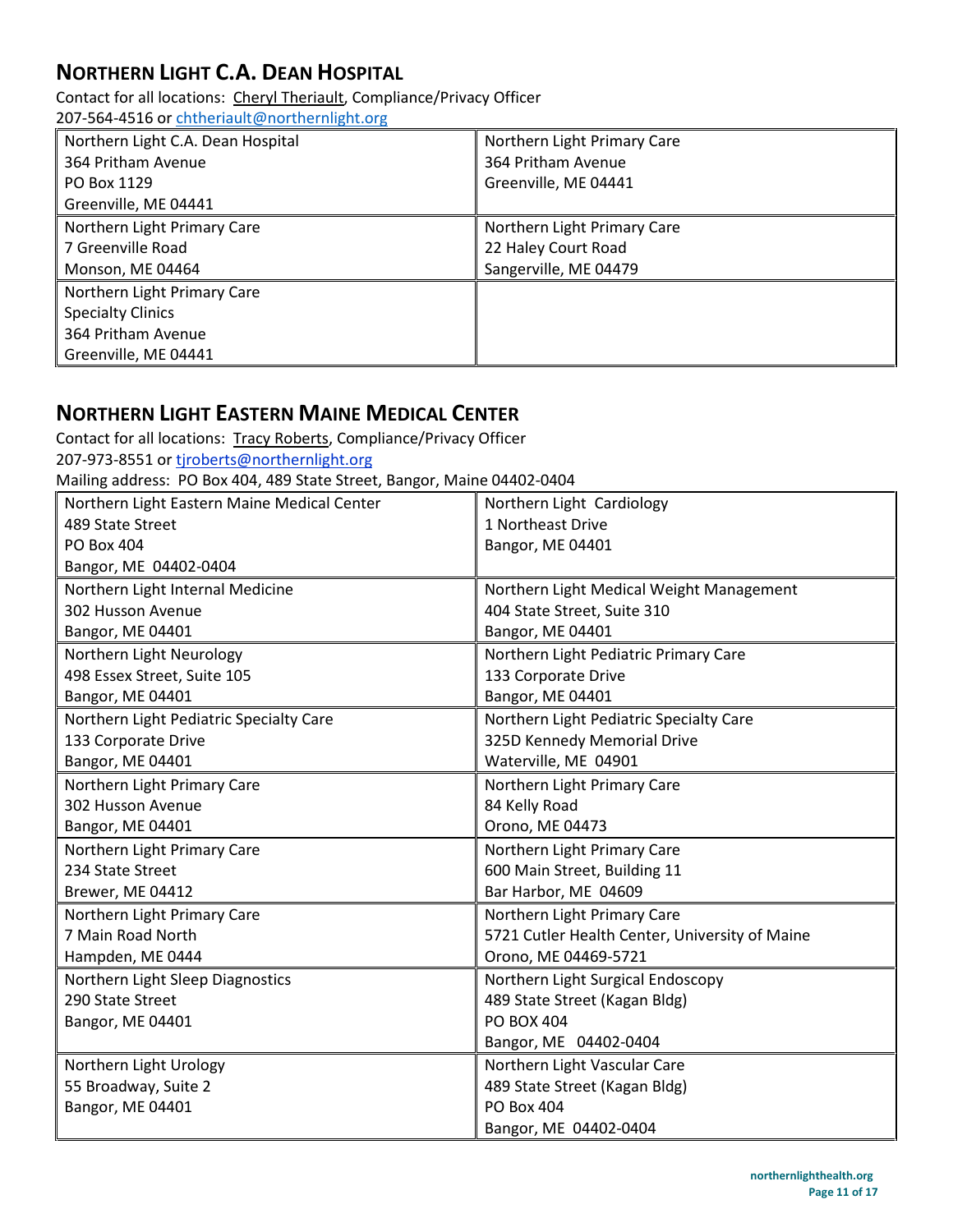## Northern Light C.A. Dean Hospital

Contact for all locations: Cheryl Theriault, Compliance/Privacy Officer
207-564-4516 or chtheriault@northernlight.org

| | |
|---|---|
| Northern Light C.A. Dean Hospital<br>364 Pritham Avenue<br>PO Box 1129<br>Greenville, ME 04441 | Northern Light Primary Care<br>364 Pritham Avenue<br>Greenville, ME 04441 |
| Northern Light Primary Care<br>7 Greenville Road<br>Monson, ME 04464 | Northern Light Primary Care<br>22 Haley Court Road<br>Sangerville, ME 04479 |
| Northern Light Primary Care<br>Specialty Clinics<br>364 Pritham Avenue<br>Greenville, ME 04441 | |

## Northern Light Eastern Maine Medical Center

Contact for all locations: Tracy Roberts, Compliance/Privacy Officer
207-973-8551 or tjroberts@northernlight.org
Mailing address: PO Box 404, 489 State Street, Bangor, Maine 04402-0404

| | |
|---|---|
| Northern Light Eastern Maine Medical Center<br>489 State Street<br>PO Box 404<br>Bangor, ME 04402-0404 | Northern Light Cardiology<br>1 Northeast Drive<br>Bangor, ME 04401 |
| Northern Light Internal Medicine<br>302 Husson Avenue<br>Bangor, ME 04401 | Northern Light Medical Weight Management<br>404 State Street, Suite 310<br>Bangor, ME 04401 |
| Northern Light Neurology<br>498 Essex Street, Suite 105<br>Bangor, ME 04401 | Northern Light Pediatric Primary Care<br>133 Corporate Drive<br>Bangor, ME 04401 |
| Northern Light Pediatric Specialty Care<br>133 Corporate Drive<br>Bangor, ME 04401 | Northern Light Pediatric Specialty Care<br>325D Kennedy Memorial Drive<br>Waterville, ME 04901 |
| Northern Light Primary Care<br>302 Husson Avenue<br>Bangor, ME 04401 | Northern Light Primary Care<br>84 Kelly Road<br>Orono, ME 04473 |
| Northern Light Primary Care<br>234 State Street<br>Brewer, ME 04412 | Northern Light Primary Care<br>600 Main Street, Building 11<br>Bar Harbor, ME 04609 |
| Northern Light Primary Care<br>7 Main Road North<br>Hampden, ME 0444 | Northern Light Primary Care<br>5721 Cutler Health Center, University of Maine<br>Orono, ME 04469-5721 |
| Northern Light Sleep Diagnostics<br>290 State Street<br>Bangor, ME 04401 | Northern Light Surgical Endoscopy<br>489 State Street (Kagan Bldg)<br>PO BOX 404<br>Bangor, ME 04402-0404 |
| Northern Light Urology<br>55 Broadway, Suite 2<br>Bangor, ME 04401 | Northern Light Vascular Care<br>489 State Street (Kagan Bldg)<br>PO Box 404<br>Bangor, ME 04402-0404 |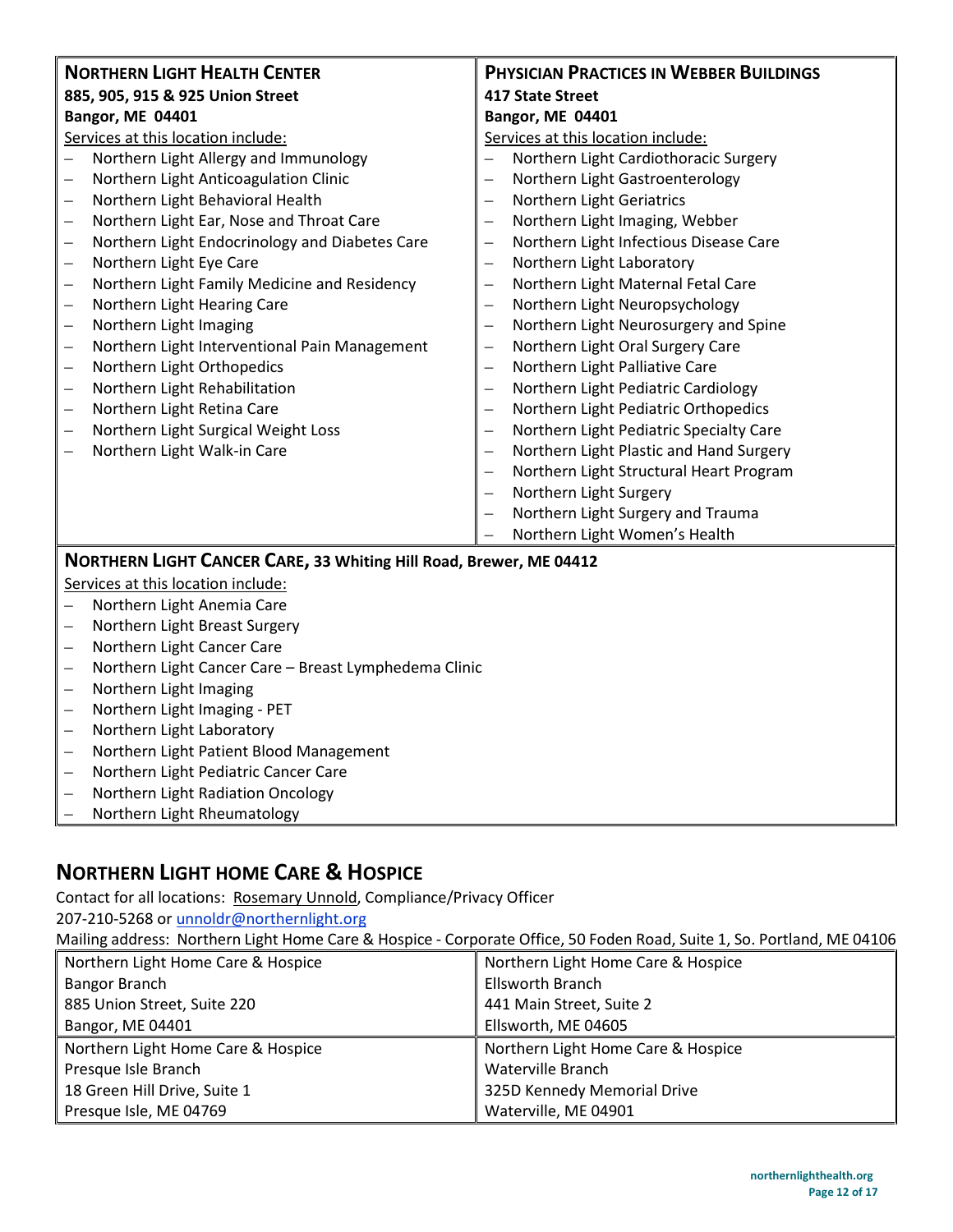**NORTHERN LIGHT HEALTH CENTER**
**885, 905, 915 & 925 Union Street**
**Bangor, ME 04401**

Services at this location include:

- Northern Light Allergy and Immunology
- Northern Light Anticoagulation Clinic
- Northern Light Behavioral Health
- Northern Light Ear, Nose and Throat Care
- Northern Light Endocrinology and Diabetes Care
- Northern Light Eye Care
- Northern Light Family Medicine and Residency
- Northern Light Hearing Care
- Northern Light Imaging
- Northern Light Interventional Pain Management
- Northern Light Orthopedics
- Northern Light Rehabilitation
- Northern Light Retina Care
- Northern Light Surgical Weight Loss
- Northern Light Walk-in Care

**PHYSICIAN PRACTICES IN WEBBER BUILDINGS**
**417 State Street**
**Bangor, ME 04401**

Services at this location include:

- Northern Light Cardiothoracic Surgery
- Northern Light Gastroenterology
- Northern Light Geriatrics
- Northern Light Imaging, Webber
- Northern Light Infectious Disease Care
- Northern Light Laboratory
- Northern Light Maternal Fetal Care
- Northern Light Neuropsychology
- Northern Light Neurosurgery and Spine
- Northern Light Oral Surgery Care
- Northern Light Palliative Care
- Northern Light Pediatric Cardiology
- Northern Light Pediatric Orthopedics
- Northern Light Pediatric Specialty Care
- Northern Light Plastic and Hand Surgery
- Northern Light Structural Heart Program
- Northern Light Surgery
- Northern Light Surgery and Trauma
- Northern Light Women's Health

**NORTHERN LIGHT CANCER CARE, 33 Whiting Hill Road, Brewer, ME 04412**

Services at this location include:

- Northern Light Anemia Care
- Northern Light Breast Surgery
- Northern Light Cancer Care
- Northern Light Cancer Care – Breast Lymphedema Clinic
- Northern Light Imaging
- Northern Light Imaging - PET
- Northern Light Laboratory
- Northern Light Patient Blood Management
- Northern Light Pediatric Cancer Care
- Northern Light Radiation Oncology
- Northern Light Rheumatology

## NORTHERN LIGHT HOME CARE & HOSPICE

Contact for all locations: Rosemary Unnold, Compliance/Privacy Officer
207-210-5268 or unnoldr@northernlight.org
Mailing address: Northern Light Home Care & Hospice - Corporate Office, 50 Foden Road, Suite 1, So. Portland, ME 04106

| | |
|---|---|
| Northern Light Home Care & Hospice<br>Bangor Branch<br>885 Union Street, Suite 220<br>Bangor, ME 04401 | Northern Light Home Care & Hospice<br>Ellsworth Branch<br>441 Main Street, Suite 2<br>Ellsworth, ME 04605 |
| Northern Light Home Care & Hospice<br>Presque Isle Branch<br>18 Green Hill Drive, Suite 1<br>Presque Isle, ME 04769 | Northern Light Home Care & Hospice<br>Waterville Branch<br>325D Kennedy Memorial Drive<br>Waterville, ME 04901 |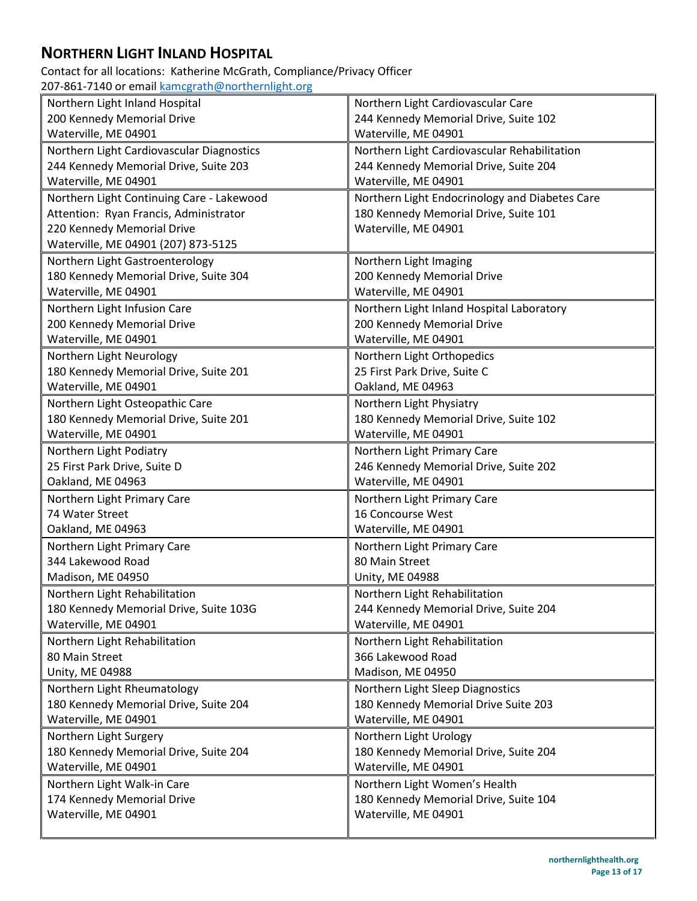## NORTHERN LIGHT INLAND HOSPITAL

Contact for all locations: Katherine McGrath, Compliance/Privacy Officer
207-861-7140 or email kamcgrath@northernlight.org

| | |
|---|---|
| Northern Light Inland Hospital<br>200 Kennedy Memorial Drive<br>Waterville, ME 04901 | Northern Light Cardiovascular Care<br>244 Kennedy Memorial Drive, Suite 102<br>Waterville, ME 04901 |
| Northern Light Cardiovascular Diagnostics<br>244 Kennedy Memorial Drive, Suite 203<br>Waterville, ME 04901 | Northern Light Cardiovascular Rehabilitation<br>244 Kennedy Memorial Drive, Suite 204<br>Waterville, ME 04901 |
| Northern Light Continuing Care - Lakewood<br>Attention: Ryan Francis, Administrator<br>220 Kennedy Memorial Drive<br>Waterville, ME 04901 (207) 873-5125 | Northern Light Endocrinology and Diabetes Care<br>180 Kennedy Memorial Drive, Suite 101<br>Waterville, ME 04901 |
| Northern Light Gastroenterology<br>180 Kennedy Memorial Drive, Suite 304<br>Waterville, ME 04901 | Northern Light Imaging<br>200 Kennedy Memorial Drive<br>Waterville, ME 04901 |
| Northern Light Infusion Care<br>200 Kennedy Memorial Drive<br>Waterville, ME 04901 | Northern Light Inland Hospital Laboratory<br>200 Kennedy Memorial Drive<br>Waterville, ME 04901 |
| Northern Light Neurology<br>180 Kennedy Memorial Drive, Suite 201<br>Waterville, ME 04901 | Northern Light Orthopedics<br>25 First Park Drive, Suite C<br>Oakland, ME 04963 |
| Northern Light Osteopathic Care<br>180 Kennedy Memorial Drive, Suite 201<br>Waterville, ME 04901 | Northern Light Physiatry<br>180 Kennedy Memorial Drive, Suite 102<br>Waterville, ME 04901 |
| Northern Light Podiatry<br>25 First Park Drive, Suite D<br>Oakland, ME 04963 | Northern Light Primary Care<br>246 Kennedy Memorial Drive, Suite 202<br>Waterville, ME 04901 |
| Northern Light Primary Care<br>74 Water Street<br>Oakland, ME 04963 | Northern Light Primary Care<br>16 Concourse West<br>Waterville, ME 04901 |
| Northern Light Primary Care<br>344 Lakewood Road<br>Madison, ME 04950 | Northern Light Primary Care<br>80 Main Street<br>Unity, ME 04988 |
| Northern Light Rehabilitation<br>180 Kennedy Memorial Drive, Suite 103G<br>Waterville, ME 04901 | Northern Light Rehabilitation<br>244 Kennedy Memorial Drive, Suite 204<br>Waterville, ME 04901 |
| Northern Light Rehabilitation<br>80 Main Street<br>Unity, ME 04988 | Northern Light Rehabilitation<br>366 Lakewood Road<br>Madison, ME 04950 |
| Northern Light Rheumatology<br>180 Kennedy Memorial Drive, Suite 204<br>Waterville, ME 04901 | Northern Light Sleep Diagnostics<br>180 Kennedy Memorial Drive Suite 203<br>Waterville, ME 04901 |
| Northern Light Surgery<br>180 Kennedy Memorial Drive, Suite 204<br>Waterville, ME 04901 | Northern Light Urology<br>180 Kennedy Memorial Drive, Suite 204<br>Waterville, ME 04901 |
| Northern Light Walk-in Care<br>174 Kennedy Memorial Drive<br>Waterville, ME 04901 | Northern Light Women's Health<br>180 Kennedy Memorial Drive, Suite 104<br>Waterville, ME 04901 |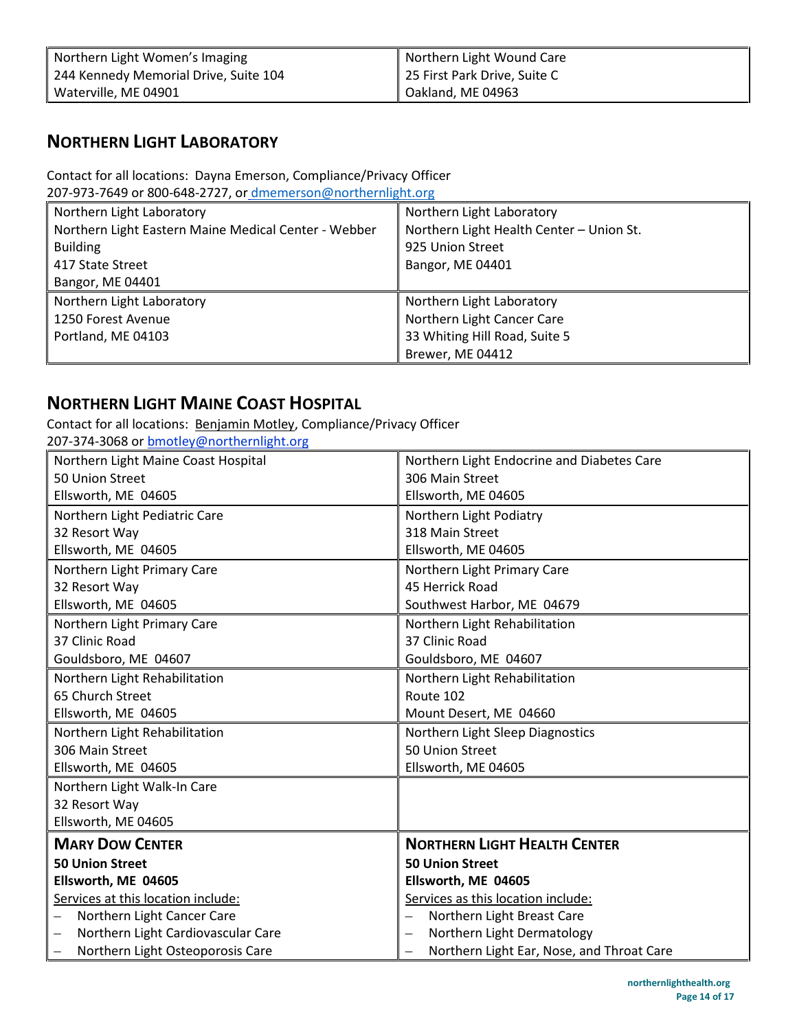| Northern Light Women's Imaging<br>244 Kennedy Memorial Drive, Suite 104<br>Waterville, ME 04901 | Northern Light Wound Care<br>25 First Park Drive, Suite C<br>Oakland, ME 04963 |
|---|---|

## NORTHERN LIGHT LABORATORY

Contact for all locations: Dayna Emerson, Compliance/Privacy Officer
207-973-7649 or 800-648-2727, or dmemerson@northernlight.org

| Northern Light Laboratory<br>Northern Light Eastern Maine Medical Center - Webber Building<br>417 State Street<br>Bangor, ME 04401 | Northern Light Laboratory<br>Northern Light Health Center – Union St.<br>925 Union Street<br>Bangor, ME 04401 |
|---|---|
| Northern Light Laboratory<br>1250 Forest Avenue<br>Portland, ME 04103 | Northern Light Laboratory<br>Northern Light Cancer Care<br>33 Whiting Hill Road, Suite 5<br>Brewer, ME 04412 |

## NORTHERN LIGHT MAINE COAST HOSPITAL

Contact for all locations: Benjamin Motley, Compliance/Privacy Officer
207-374-3068 or bmotley@northernlight.org

| Northern Light Maine Coast Hospital<br>50 Union Street<br>Ellsworth, ME 04605 | Northern Light Endocrine and Diabetes Care<br>306 Main Street<br>Ellsworth, ME 04605 |
|---|---|
| Northern Light Pediatric Care<br>32 Resort Way<br>Ellsworth, ME 04605 | Northern Light Podiatry<br>318 Main Street<br>Ellsworth, ME 04605 |
| Northern Light Primary Care<br>32 Resort Way<br>Ellsworth, ME 04605 | Northern Light Primary Care<br>45 Herrick Road<br>Southwest Harbor, ME 04679 |
| Northern Light Primary Care<br>37 Clinic Road<br>Gouldsboro, ME 04607 | Northern Light Rehabilitation<br>37 Clinic Road<br>Gouldsboro, ME 04607 |
| Northern Light Rehabilitation<br>65 Church Street<br>Ellsworth, ME 04605 | Northern Light Rehabilitation<br>Route 102<br>Mount Desert, ME 04660 |
| Northern Light Rehabilitation<br>306 Main Street<br>Ellsworth, ME 04605 | Northern Light Sleep Diagnostics<br>50 Union Street<br>Ellsworth, ME 04605 |
| Northern Light Walk-In Care<br>32 Resort Way<br>Ellsworth, ME 04605 | |
| **MARY DOW CENTER**<br>**50 Union Street**<br>**Ellsworth, ME 04605**<br>Services at this location include:<br>– Northern Light Cancer Care<br>– Northern Light Cardiovascular Care<br>– Northern Light Osteoporosis Care | **NORTHERN LIGHT HEALTH CENTER**<br>**50 Union Street**<br>**Ellsworth, ME 04605**<br>Services as this location include:<br>– Northern Light Breast Care<br>– Northern Light Dermatology<br>– Northern Light Ear, Nose, and Throat Care |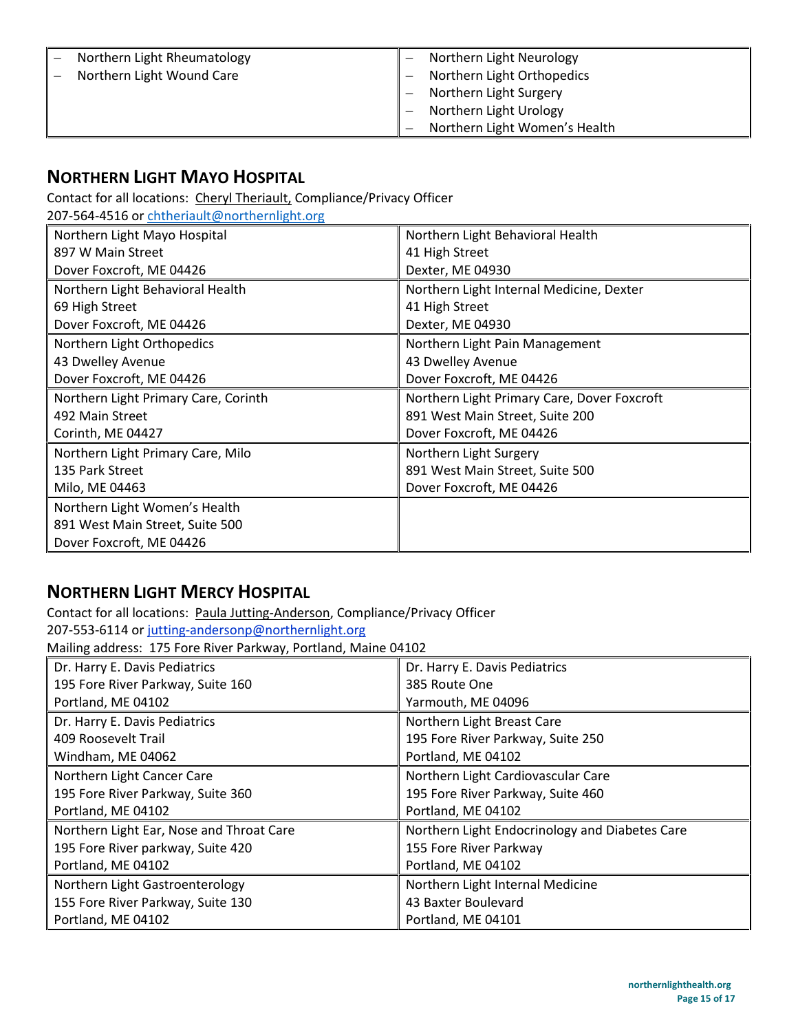| – Northern Light Rheumatology<br>– Northern Light Wound Care | – Northern Light Neurology<br>– Northern Light Orthopedics<br>– Northern Light Surgery<br>– Northern Light Urology<br>– Northern Light Women's Health |
|---|---|

## NORTHERN LIGHT MAYO HOSPITAL

Contact for all locations: Cheryl Theriault, Compliance/Privacy Officer
207-564-4516 or chtheriault@northernlight.org

| | |
|---|---|
| Northern Light Mayo Hospital<br>897 W Main Street<br>Dover Foxcroft, ME 04426 | Northern Light Behavioral Health<br>41 High Street<br>Dexter, ME 04930 |
| Northern Light Behavioral Health<br>69 High Street<br>Dover Foxcroft, ME 04426 | Northern Light Internal Medicine, Dexter<br>41 High Street<br>Dexter, ME 04930 |
| Northern Light Orthopedics<br>43 Dwelley Avenue<br>Dover Foxcroft, ME 04426 | Northern Light Pain Management<br>43 Dwelley Avenue<br>Dover Foxcroft, ME 04426 |
| Northern Light Primary Care, Corinth<br>492 Main Street<br>Corinth, ME 04427 | Northern Light Primary Care, Dover Foxcroft<br>891 West Main Street, Suite 200<br>Dover Foxcroft, ME 04426 |
| Northern Light Primary Care, Milo<br>135 Park Street<br>Milo, ME 04463 | Northern Light Surgery<br>891 West Main Street, Suite 500<br>Dover Foxcroft, ME 04426 |
| Northern Light Women's Health<br>891 West Main Street, Suite 500<br>Dover Foxcroft, ME 04426 | |

## NORTHERN LIGHT MERCY HOSPITAL

Contact for all locations: Paula Jutting-Anderson, Compliance/Privacy Officer
207-553-6114 or jutting-andersonp@northernlight.org
Mailing address: 175 Fore River Parkway, Portland, Maine 04102

| | |
|---|---|
| Dr. Harry E. Davis Pediatrics<br>195 Fore River Parkway, Suite 160<br>Portland, ME 04102 | Dr. Harry E. Davis Pediatrics<br>385 Route One<br>Yarmouth, ME 04096 |
| Dr. Harry E. Davis Pediatrics<br>409 Roosevelt Trail<br>Windham, ME 04062 | Northern Light Breast Care<br>195 Fore River Parkway, Suite 250<br>Portland, ME 04102 |
| Northern Light Cancer Care<br>195 Fore River Parkway, Suite 360<br>Portland, ME 04102 | Northern Light Cardiovascular Care<br>195 Fore River Parkway, Suite 460<br>Portland, ME 04102 |
| Northern Light Ear, Nose and Throat Care<br>195 Fore River parkway, Suite 420<br>Portland, ME 04102 | Northern Light Endocrinology and Diabetes Care<br>155 Fore River Parkway<br>Portland, ME 04102 |
| Northern Light Gastroenterology<br>155 Fore River Parkway, Suite 130<br>Portland, ME 04102 | Northern Light Internal Medicine<br>43 Baxter Boulevard<br>Portland, ME 04101 |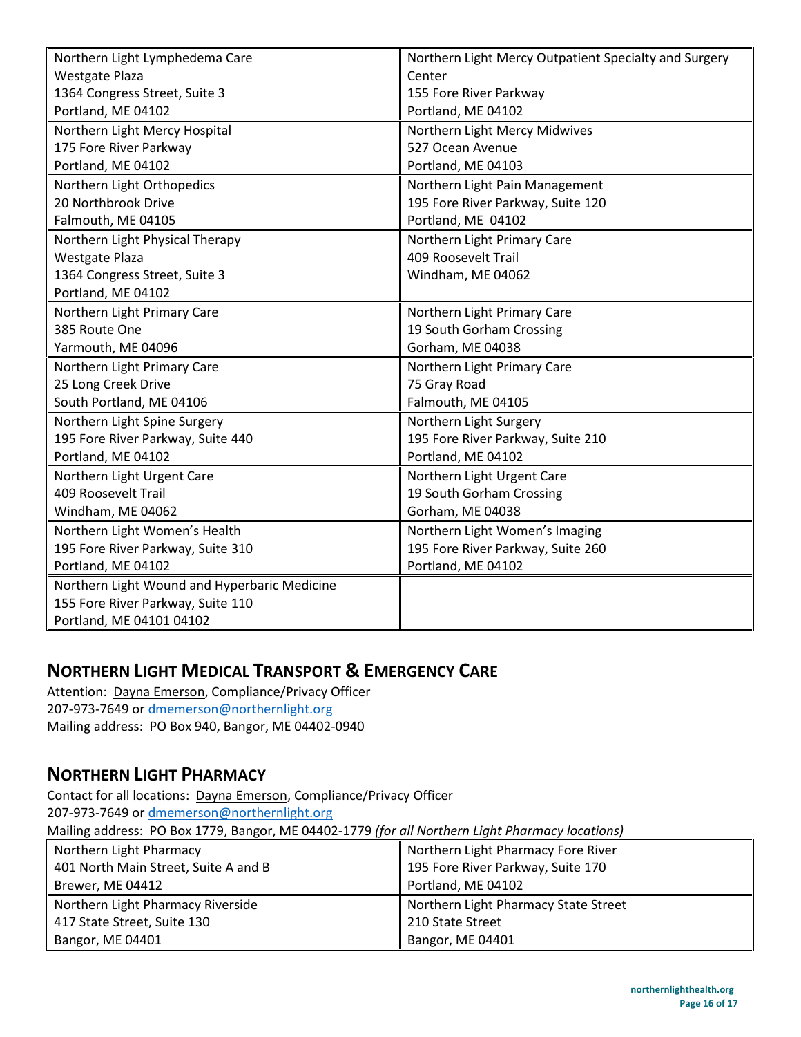| | |
|---|---|
| Northern Light Lymphedema Care<br>Westgate Plaza<br>1364 Congress Street, Suite 3<br>Portland, ME 04102 | Northern Light Mercy Outpatient Specialty and Surgery Center<br>155 Fore River Parkway<br>Portland, ME 04102 |
| Northern Light Mercy Hospital<br>175 Fore River Parkway<br>Portland, ME 04102 | Northern Light Mercy Midwives<br>527 Ocean Avenue<br>Portland, ME 04103 |
| Northern Light Orthopedics<br>20 Northbrook Drive<br>Falmouth, ME 04105 | Northern Light Pain Management<br>195 Fore River Parkway, Suite 120<br>Portland, ME 04102 |
| Northern Light Physical Therapy<br>Westgate Plaza<br>1364 Congress Street, Suite 3<br>Portland, ME 04102 | Northern Light Primary Care<br>409 Roosevelt Trail<br>Windham, ME 04062 |
| Northern Light Primary Care<br>385 Route One<br>Yarmouth, ME 04096 | Northern Light Primary Care<br>19 South Gorham Crossing<br>Gorham, ME 04038 |
| Northern Light Primary Care<br>25 Long Creek Drive<br>South Portland, ME 04106 | Northern Light Primary Care<br>75 Gray Road<br>Falmouth, ME 04105 |
| Northern Light Spine Surgery<br>195 Fore River Parkway, Suite 440<br>Portland, ME 04102 | Northern Light Surgery<br>195 Fore River Parkway, Suite 210<br>Portland, ME 04102 |
| Northern Light Urgent Care<br>409 Roosevelt Trail<br>Windham, ME 04062 | Northern Light Urgent Care<br>19 South Gorham Crossing<br>Gorham, ME 04038 |
| Northern Light Women's Health<br>195 Fore River Parkway, Suite 310<br>Portland, ME 04102 | Northern Light Women's Imaging<br>195 Fore River Parkway, Suite 260<br>Portland, ME 04102 |
| Northern Light Wound and Hyperbaric Medicine<br>155 Fore River Parkway, Suite 110<br>Portland, ME 04101 04102 | |

## Northern Light Medical Transport & Emergency Care

Attention: Dayna Emerson, Compliance/Privacy Officer
207-973-7649 or dmemerson@northernlight.org
Mailing address: PO Box 940, Bangor, ME 04402-0940

## Northern Light Pharmacy

Contact for all locations: Dayna Emerson, Compliance/Privacy Officer
207-973-7649 or dmemerson@northernlight.org
Mailing address: PO Box 1779, Bangor, ME 04402-1779 *(for all Northern Light Pharmacy locations)*

| | |
|---|---|
| Northern Light Pharmacy<br>401 North Main Street, Suite A and B<br>Brewer, ME 04412 | Northern Light Pharmacy Fore River<br>195 Fore River Parkway, Suite 170<br>Portland, ME 04102 |
| Northern Light Pharmacy Riverside<br>417 State Street, Suite 130<br>Bangor, ME 04401 | Northern Light Pharmacy State Street<br>210 State Street<br>Bangor, ME 04401 |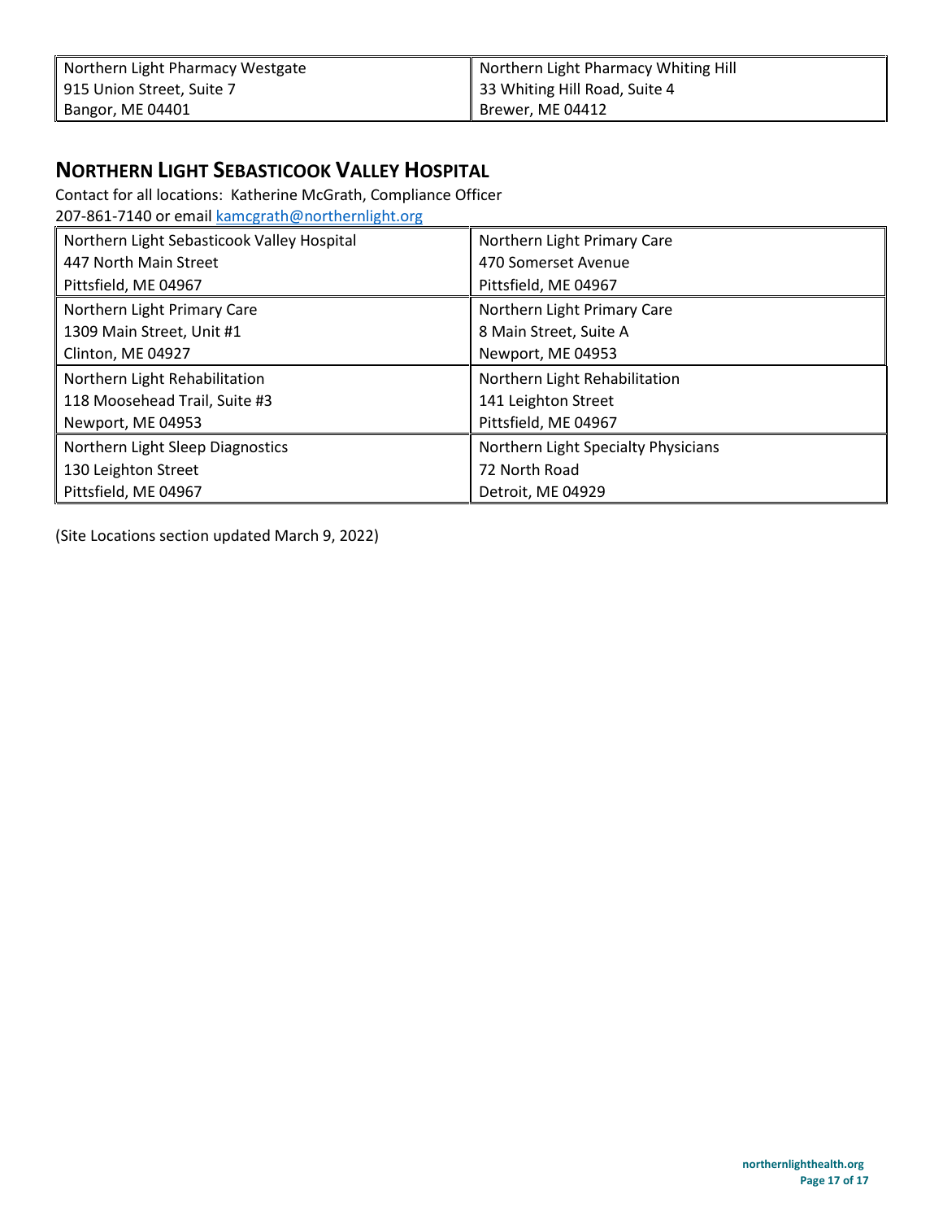| | |
|---|---|
| Northern Light Pharmacy Westgate<br>915 Union Street, Suite 7<br>Bangor, ME 04401 | Northern Light Pharmacy Whiting Hill<br>33 Whiting Hill Road, Suite 4<br>Brewer, ME 04412 |

## NORTHERN LIGHT SEBASTICOOK VALLEY HOSPITAL

Contact for all locations: Katherine McGrath, Compliance Officer
207-861-7140 or email kamcgrath@northernlight.org

| | |
|---|---|
| Northern Light Sebasticook Valley Hospital<br>447 North Main Street<br>Pittsfield, ME 04967 | Northern Light Primary Care<br>470 Somerset Avenue<br>Pittsfield, ME 04967 |
| Northern Light Primary Care<br>1309 Main Street, Unit #1<br>Clinton, ME 04927 | Northern Light Primary Care<br>8 Main Street, Suite A<br>Newport, ME 04953 |
| Northern Light Rehabilitation<br>118 Moosehead Trail, Suite #3<br>Newport, ME 04953 | Northern Light Rehabilitation<br>141 Leighton Street<br>Pittsfield, ME 04967 |
| Northern Light Sleep Diagnostics<br>130 Leighton Street<br>Pittsfield, ME 04967 | Northern Light Specialty Physicians<br>72 North Road<br>Detroit, ME 04929 |

(Site Locations section updated March 9, 2022)